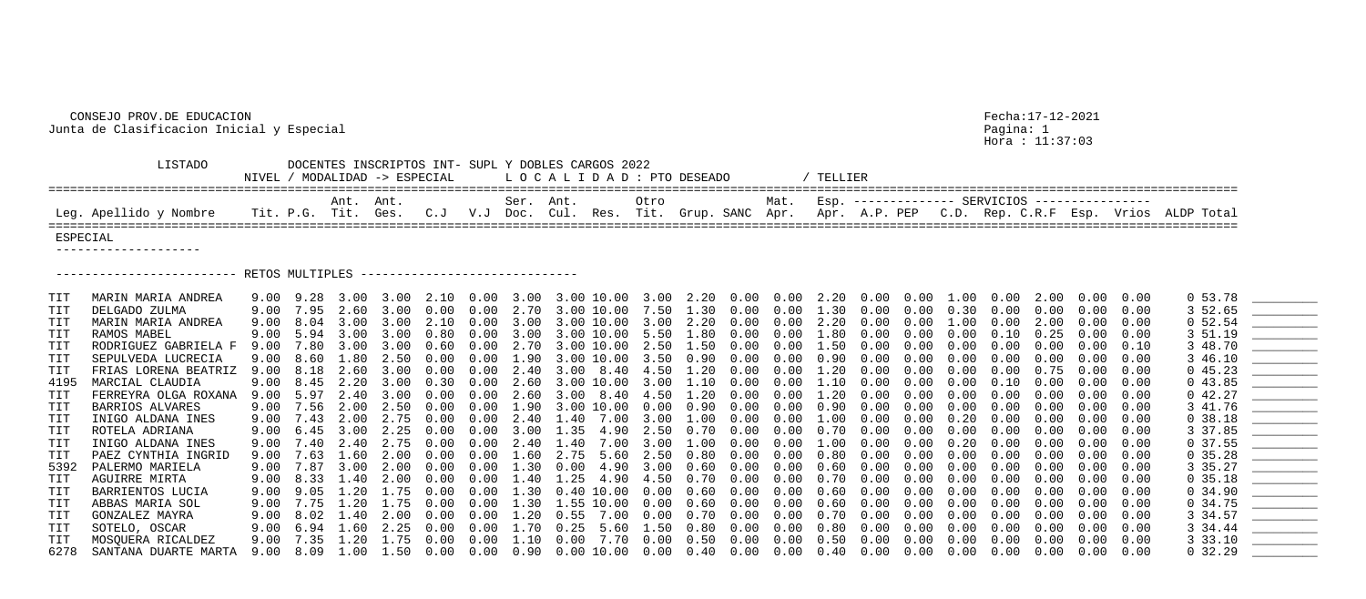CONSEJO PROV.DE EDUCACION
Junta de Clasificacion Inicial y Especial

Fecha:17-12-2021
Hora : 11:37:03

LISTADO DOCENTES INSCRIPTOS INT- SUPL Y DOBLES CARGOS 2022
NIVEL / MODALIDAD -> ESPECIAL     L O C A L I D A D : PTO DESEADO     / TELLIER

ESPECIAL

RETOS MULTIPLES

| Leg. | Apellido y Nombre | Tit. | P.G. | Ant. Tit. | Ant. Ges. | C.J | V.J | Ser. Doc. | Ant. Cul. | Res. | Otro Tit. | Grup. | SANC | Mat. Apr. | Esp. Apr. | A.P. | PEP | C.D. | Rep. | C.R.F | Esp. | Vrios | ALDP | Total | |
|---|---|---|---|---|---|---|---|---|---|---|---|---|---|---|---|---|---|---|---|---|---|---|---|---|---|
| TIT | MARIN MARIA ANDREA | 9.00 | 9.28 | 3.00 | 3.00 | 2.10 | 0.00 | 3.00 | 3.00 | 10.00 | 3.00 | 2.20 | 0.00 | 0.00 | 2.20 | 0.00 | 0.00 | 1.00 | 0.00 | 2.00 | 0.00 | 0.00 | 0 | 53.78 | ________ |
| TIT | DELGADO ZULMA | 9.00 | 7.95 | 2.60 | 3.00 | 0.00 | 0.00 | 2.70 | 3.00 | 10.00 | 7.50 | 1.30 | 0.00 | 0.00 | 1.30 | 0.00 | 0.00 | 0.30 | 0.00 | 0.00 | 0.00 | 0.00 | 3 | 52.65 | ________ |
| TIT | MARIN MARIA ANDREA | 9.00 | 8.04 | 3.00 | 3.00 | 2.10 | 0.00 | 3.00 | 3.00 | 10.00 | 3.00 | 2.20 | 0.00 | 0.00 | 2.20 | 0.00 | 0.00 | 1.00 | 0.00 | 2.00 | 0.00 | 0.00 | 0 | 52.54 | ________ |
| TIT | RAMOS MABEL | 9.00 | 5.94 | 3.00 | 3.00 | 0.80 | 0.00 | 3.00 | 3.00 | 10.00 | 5.50 | 1.80 | 0.00 | 0.00 | 1.80 | 0.00 | 0.00 | 0.00 | 0.10 | 0.25 | 0.00 | 0.00 | 3 | 51.19 | ________ |
| TIT | RODRIGUEZ GABRIELA F | 9.00 | 7.80 | 3.00 | 3.00 | 0.60 | 0.00 | 2.70 | 3.00 | 10.00 | 2.50 | 1.50 | 0.00 | 0.00 | 1.50 | 0.00 | 0.00 | 0.00 | 0.00 | 0.00 | 0.00 | 0.10 | 3 | 48.70 | ________ |
| TIT | SEPULVEDA LUCRECIA | 9.00 | 8.60 | 1.80 | 2.50 | 0.00 | 0.00 | 1.90 | 3.00 | 10.00 | 3.50 | 0.90 | 0.00 | 0.00 | 0.90 | 0.00 | 0.00 | 0.00 | 0.00 | 0.00 | 0.00 | 0.00 | 3 | 46.10 | ________ |
| TIT | FRIAS LORENA BEATRIZ | 9.00 | 8.18 | 2.60 | 3.00 | 0.00 | 0.00 | 2.40 | 3.00 | 8.40 | 4.50 | 1.20 | 0.00 | 0.00 | 1.20 | 0.00 | 0.00 | 0.00 | 0.00 | 0.75 | 0.00 | 0.00 | 0 | 45.23 | ________ |
| 4195 | MARCIAL CLAUDIA | 9.00 | 8.45 | 2.20 | 3.00 | 0.30 | 0.00 | 2.60 | 3.00 | 10.00 | 3.00 | 1.10 | 0.00 | 0.00 | 1.10 | 0.00 | 0.00 | 0.00 | 0.10 | 0.00 | 0.00 | 0.00 | 0 | 43.85 | ________ |
| TIT | FERREYRA OLGA ROXANA | 9.00 | 5.97 | 2.40 | 3.00 | 0.00 | 0.00 | 2.60 | 3.00 | 8.40 | 4.50 | 1.20 | 0.00 | 0.00 | 1.20 | 0.00 | 0.00 | 0.00 | 0.00 | 0.00 | 0.00 | 0.00 | 0 | 42.27 | ________ |
| TIT | BARRIOS ALVARES | 9.00 | 7.56 | 2.00 | 2.50 | 0.00 | 0.00 | 1.90 | 3.00 | 10.00 | 0.00 | 0.90 | 0.00 | 0.00 | 0.90 | 0.00 | 0.00 | 0.00 | 0.00 | 0.00 | 0.00 | 0.00 | 3 | 41.76 | ________ |
| TIT | INIGO ALDANA INES | 9.00 | 7.43 | 2.00 | 2.75 | 0.00 | 0.00 | 2.40 | 1.40 | 7.00 | 3.00 | 1.00 | 0.00 | 0.00 | 1.00 | 0.00 | 0.00 | 0.20 | 0.00 | 0.00 | 0.00 | 0.00 | 0 | 38.18 | ________ |
| TIT | ROTELA ADRIANA | 9.00 | 6.45 | 3.00 | 2.25 | 0.00 | 0.00 | 3.00 | 1.35 | 4.90 | 2.50 | 0.70 | 0.00 | 0.00 | 0.70 | 0.00 | 0.00 | 0.00 | 0.00 | 0.00 | 0.00 | 0.00 | 3 | 37.85 | ________ |
| TIT | INIGO ALDANA INES | 9.00 | 7.40 | 2.40 | 2.75 | 0.00 | 0.00 | 2.40 | 1.40 | 7.00 | 3.00 | 1.00 | 0.00 | 0.00 | 1.00 | 0.00 | 0.00 | 0.20 | 0.00 | 0.00 | 0.00 | 0.00 | 0 | 37.55 | ________ |
| TIT | PAEZ CYNTHIA INGRID | 9.00 | 7.63 | 1.60 | 2.00 | 0.00 | 0.00 | 1.60 | 2.75 | 5.60 | 2.50 | 0.80 | 0.00 | 0.00 | 0.80 | 0.00 | 0.00 | 0.00 | 0.00 | 0.00 | 0.00 | 0.00 | 0 | 35.28 | ________ |
| 5392 | PALERMO MARIELA | 9.00 | 7.87 | 3.00 | 2.00 | 0.00 | 0.00 | 1.30 | 0.00 | 4.90 | 3.00 | 0.60 | 0.00 | 0.00 | 0.60 | 0.00 | 0.00 | 0.00 | 0.00 | 0.00 | 0.00 | 0.00 | 3 | 35.27 | ________ |
| TIT | AGUIRRE MIRTA | 9.00 | 8.33 | 1.40 | 2.00 | 0.00 | 0.00 | 1.40 | 1.25 | 4.90 | 4.50 | 0.70 | 0.00 | 0.00 | 0.70 | 0.00 | 0.00 | 0.00 | 0.00 | 0.00 | 0.00 | 0.00 | 0 | 35.18 | ________ |
| TIT | BARRIENTOS LUCIA | 9.00 | 9.05 | 1.20 | 1.75 | 0.00 | 0.00 | 1.30 | 0.40 | 10.00 | 0.00 | 0.60 | 0.00 | 0.00 | 0.60 | 0.00 | 0.00 | 0.00 | 0.00 | 0.00 | 0.00 | 0.00 | 0 | 34.90 | ________ |
| TIT | ABBAS MARIA SOL | 9.00 | 7.75 | 1.20 | 1.75 | 0.00 | 0.00 | 1.30 | 1.55 | 10.00 | 0.00 | 0.60 | 0.00 | 0.00 | 0.60 | 0.00 | 0.00 | 0.00 | 0.00 | 0.00 | 0.00 | 0.00 | 0 | 34.75 | ________ |
| TIT | GONZALEZ MAYRA | 9.00 | 8.02 | 1.40 | 2.00 | 0.00 | 0.00 | 1.20 | 0.55 | 7.00 | 0.00 | 0.70 | 0.00 | 0.00 | 0.70 | 0.00 | 0.00 | 0.00 | 0.00 | 0.00 | 0.00 | 0.00 | 3 | 34.57 | ________ |
| TIT | SOTELO, OSCAR | 9.00 | 6.94 | 1.60 | 2.25 | 0.00 | 0.00 | 1.70 | 0.25 | 5.60 | 1.50 | 0.80 | 0.00 | 0.00 | 0.80 | 0.00 | 0.00 | 0.00 | 0.00 | 0.00 | 0.00 | 0.00 | 3 | 34.44 | ________ |
| TIT | MOSQUERA RICALDEZ | 9.00 | 7.35 | 1.20 | 1.75 | 0.00 | 0.00 | 1.10 | 0.00 | 7.70 | 0.00 | 0.50 | 0.00 | 0.00 | 0.50 | 0.00 | 0.00 | 0.00 | 0.00 | 0.00 | 0.00 | 0.00 | 3 | 33.10 | ________ |
| 6278 | SANTANA DUARTE MARTA | 9.00 | 8.09 | 1.00 | 1.50 | 0.00 | 0.00 | 0.90 | 0.00 | 10.00 | 0.00 | 0.40 | 0.00 | 0.00 | 0.40 | 0.00 | 0.00 | 0.00 | 0.00 | 0.00 | 0.00 | 0.00 | 0 | 32.29 | ________ |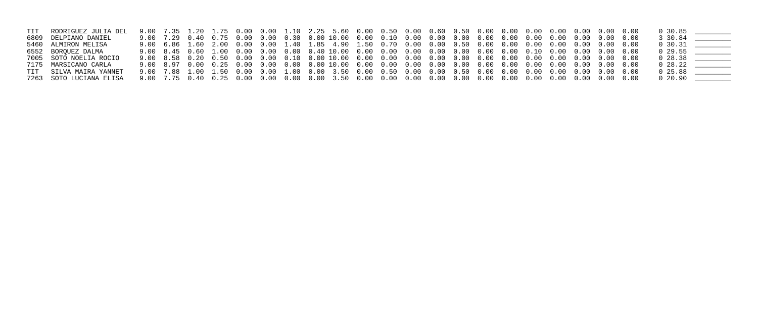| | | | | | | | | | | | | | | | | | | | | | | | | | |
|---|---|---|---|---|---|---|---|---|---|---|---|---|---|---|---|---|---|---|---|---|---|---|---|---|---|
| TIT | RODRIGUEZ JULIA DEL | 9.00 | 7.35 | 1.20 | 1.75 | 0.00 | 0.00 | 1.10 | 2.25 | 5.60 | 0.00 | 0.50 | 0.00 | 0.60 | 0.50 | 0.00 | 0.00 | 0.00 | 0.00 | 0.00 | 0.00 | 0.00 | 0 | 30.85 | ________ |
| 6809 | DELPIANO DANIEL | 9.00 | 7.29 | 0.40 | 0.75 | 0.00 | 0.00 | 0.30 | 0.00 | 10.00 | 0.00 | 0.10 | 0.00 | 0.00 | 0.00 | 0.00 | 0.00 | 0.00 | 0.00 | 0.00 | 0.00 | 0.00 | 3 | 30.84 | ________ |
| 5460 | ALMIRON MELISA | 9.00 | 6.86 | 1.60 | 2.00 | 0.00 | 0.00 | 1.40 | 1.85 | 4.90 | 1.50 | 0.70 | 0.00 | 0.00 | 0.50 | 0.00 | 0.00 | 0.00 | 0.00 | 0.00 | 0.00 | 0.00 | 0 | 30.31 | ________ |
| 6552 | BORQUEZ DALMA | 9.00 | 8.45 | 0.60 | 1.00 | 0.00 | 0.00 | 0.00 | 0.40 | 10.00 | 0.00 | 0.00 | 0.00 | 0.00 | 0.00 | 0.00 | 0.00 | 0.10 | 0.00 | 0.00 | 0.00 | 0.00 | 0 | 29.55 | ________ |
| 7005 | SOTO NOELIA ROCIO | 9.00 | 8.58 | 0.20 | 0.50 | 0.00 | 0.00 | 0.10 | 0.00 | 10.00 | 0.00 | 0.00 | 0.00 | 0.00 | 0.00 | 0.00 | 0.00 | 0.00 | 0.00 | 0.00 | 0.00 | 0.00 | 0 | 28.38 | ________ |
| 7175 | MARSICANO CARLA | 9.00 | 8.97 | 0.00 | 0.25 | 0.00 | 0.00 | 0.00 | 0.00 | 10.00 | 0.00 | 0.00 | 0.00 | 0.00 | 0.00 | 0.00 | 0.00 | 0.00 | 0.00 | 0.00 | 0.00 | 0.00 | 0 | 28.22 | ________ |
| TIT | SILVA MAIRA YANNET | 9.00 | 7.88 | 1.00 | 1.50 | 0.00 | 0.00 | 1.00 | 0.00 | 3.50 | 0.00 | 0.50 | 0.00 | 0.00 | 0.50 | 0.00 | 0.00 | 0.00 | 0.00 | 0.00 | 0.00 | 0.00 | 0 | 25.88 | ________ |
| 7263 | SOTO LUCIANA ELISA | 9.00 | 7.75 | 0.40 | 0.25 | 0.00 | 0.00 | 0.00 | 0.00 | 3.50 | 0.00 | 0.00 | 0.00 | 0.00 | 0.00 | 0.00 | 0.00 | 0.00 | 0.00 | 0.00 | 0.00 | 0.00 | 0 | 20.90 | ________ |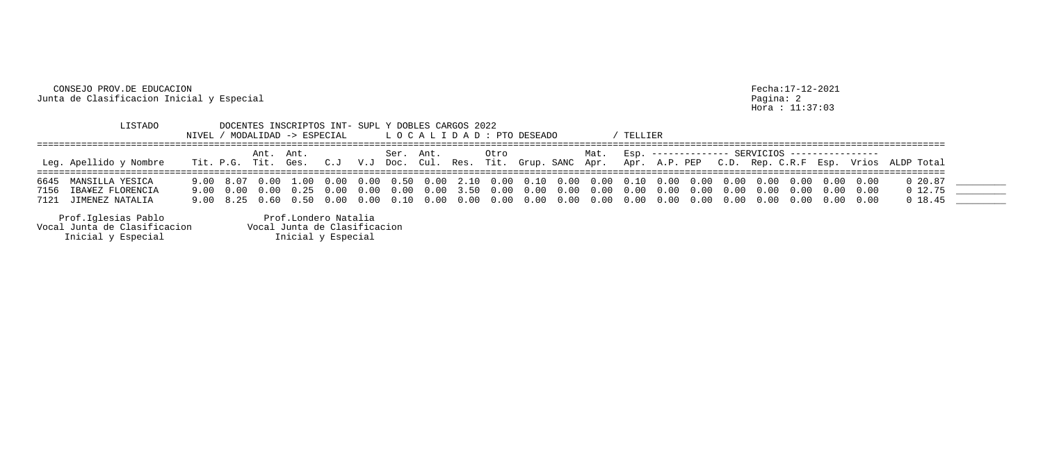CONSEJO PROV.DE EDUCACION
Junta de Clasificacion Inicial y Especial

Fecha:17-12-2021
Hora : 11:37:03

LISTADO DOCENTES INSCRIPTOS INT- SUPL Y DOBLES CARGOS 2022

NIVEL / MODALIDAD -> ESPECIAL L O C A L I D A D : PTO DESEADO / TELLIER

| Leg. | Apellido y Nombre | Tit. | P.G. | Ant. Tit. | Ant. Ges. | C.J | V.J | Ser. Doc. | Ant. Cul. | Res. | Otro Tit. | Grup. | SANC | Mat. Apr. | Esp. Apr. | A.P. | PEP | C.D. | Rep. | C.R.F | Esp. | Vrios | ALDP | Total |
|---|---|---|---|---|---|---|---|---|---|---|---|---|---|---|---|---|---|---|---|---|---|---|---|---|
| 6645 | MANSILLA YESICA | 9.00 | 8.07 | 0.00 | 1.00 | 0.00 | 0.00 | 0.50 | 0.00 | 2.10 | 0.00 | 0.10 | 0.00 | 0.00 | 0.10 | 0.00 | 0.00 | 0.00 | 0.00 | 0.00 | 0.00 | 0.00 | 0 | 20.87 |
| 7156 | IBA¥EZ FLORENCIA | 9.00 | 0.00 | 0.00 | 0.25 | 0.00 | 0.00 | 0.00 | 0.00 | 3.50 | 0.00 | 0.00 | 0.00 | 0.00 | 0.00 | 0.00 | 0.00 | 0.00 | 0.00 | 0.00 | 0.00 | 0.00 | 0 | 12.75 |
| 7121 | JIMENEZ NATALIA | 9.00 | 8.25 | 0.60 | 0.50 | 0.00 | 0.00 | 0.10 | 0.00 | 0.00 | 0.00 | 0.00 | 0.00 | 0.00 | 0.00 | 0.00 | 0.00 | 0.00 | 0.00 | 0.00 | 0.00 | 0.00 | 0 | 18.45 |

Prof.Iglesias Pablo
Vocal Junta de Clasificacion
Inicial y Especial

Prof.Londero Natalia
Vocal Junta de Clasificacion
Inicial y Especial